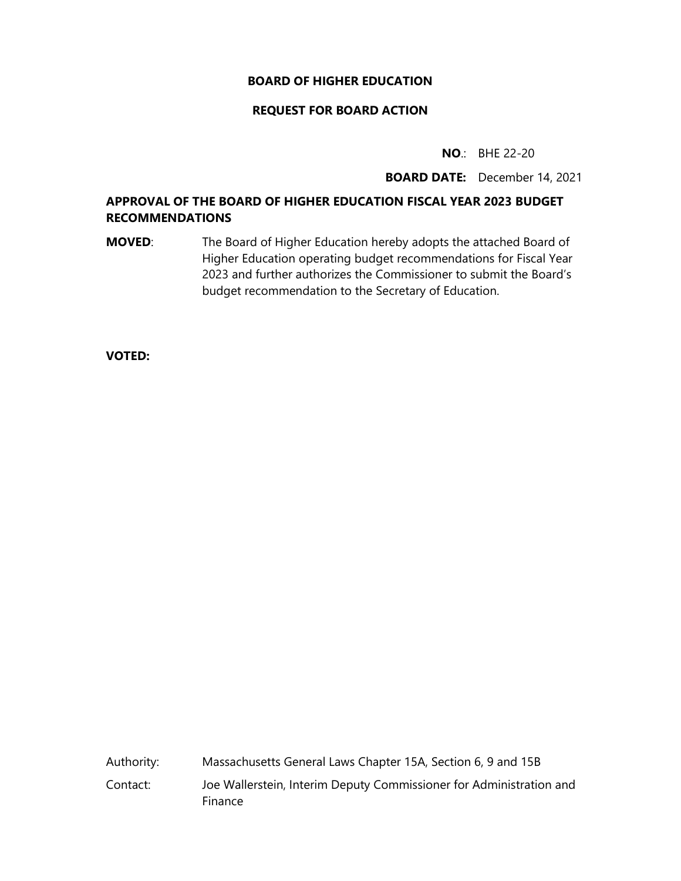**BOARD OF HIGHER EDUCATION**

**REQUEST FOR BOARD ACTION**

**NO.**: BHE 22-20

**BOARD DATE:** December 14, 2021

## APPROVAL OF THE BOARD OF HIGHER EDUCATION FISCAL YEAR 2023 BUDGET RECOMMENDATIONS

**MOVED**: The Board of Higher Education hereby adopts the attached Board of Higher Education operating budget recommendations for Fiscal Year 2023 and further authorizes the Commissioner to submit the Board's budget recommendation to the Secretary of Education.

**VOTED:**

Authority: Massachusetts General Laws Chapter 15A, Section 6, 9 and 15B

Contact: Joe Wallerstein, Interim Deputy Commissioner for Administration and Finance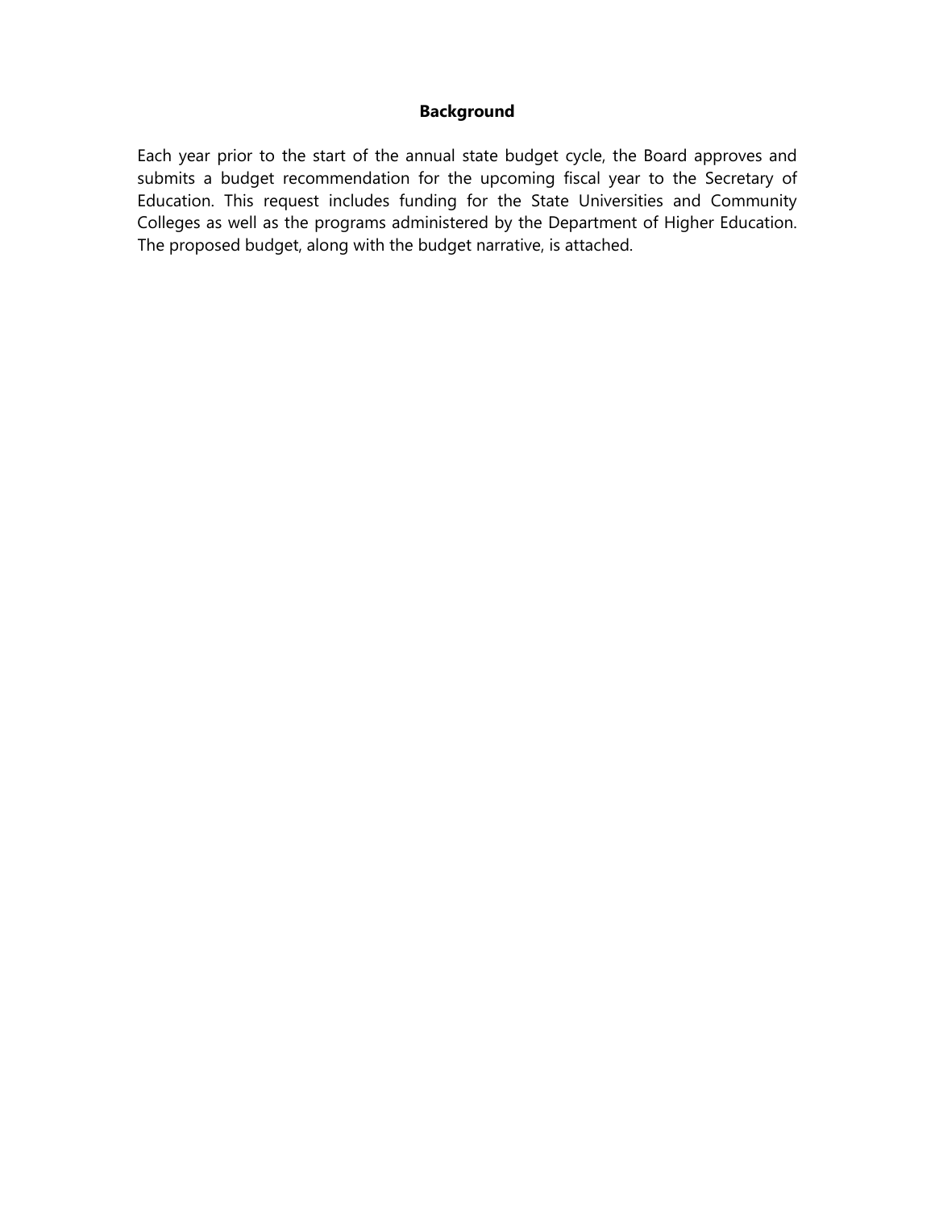## Background

Each year prior to the start of the annual state budget cycle, the Board approves and submits a budget recommendation for the upcoming fiscal year to the Secretary of Education. This request includes funding for the State Universities and Community Colleges as well as the programs administered by the Department of Higher Education. The proposed budget, along with the budget narrative, is attached.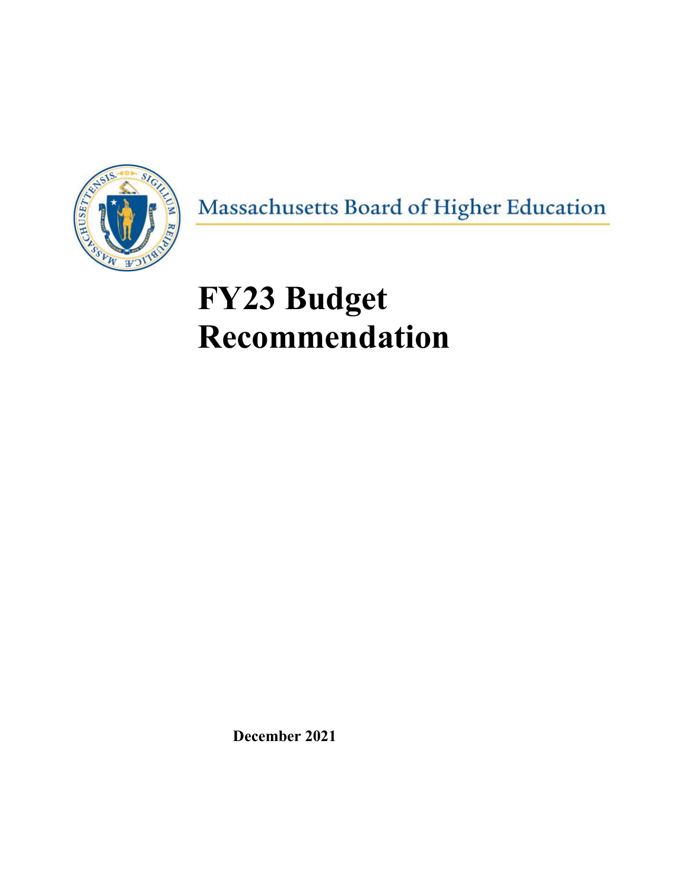Massachusetts Board of Higher Education

# FY23 Budget Recommendation

December 2021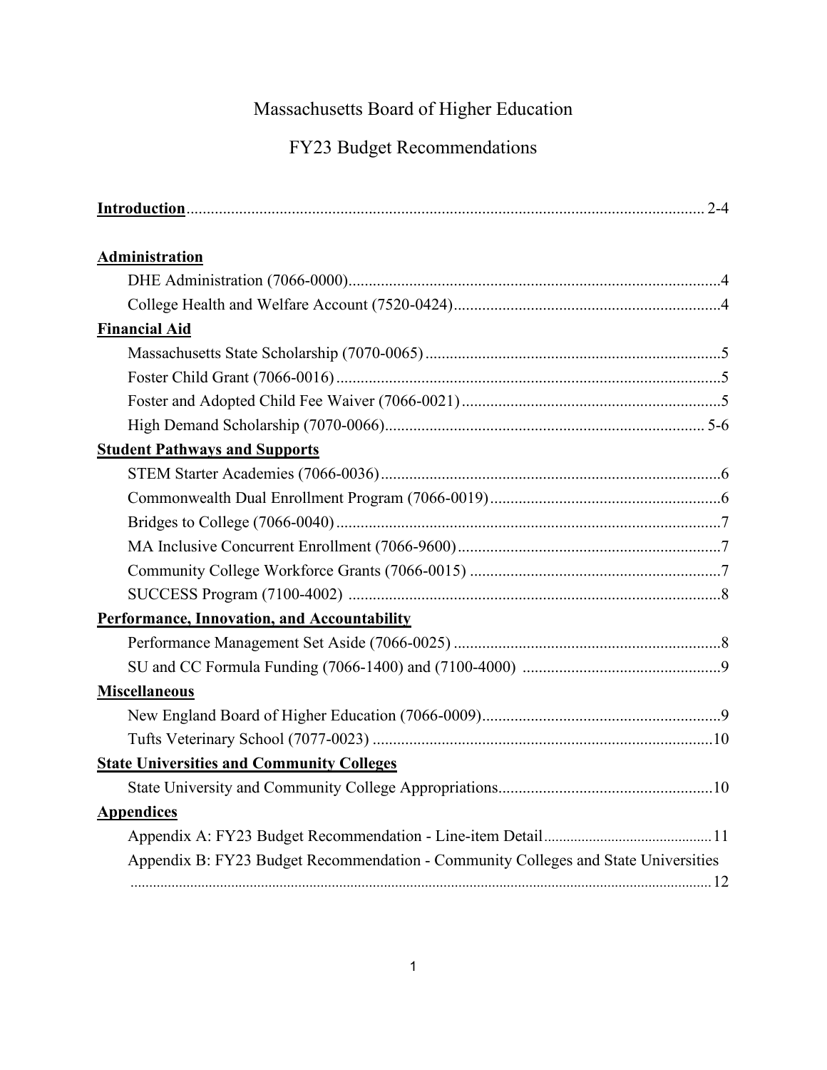# Massachusetts Board of Higher Education

## FY23 Budget Recommendations

**Introduction** .......... 2-4

**Administration**

- DHE Administration (7066-0000) .......... 4
- College Health and Welfare Account (7520-0424) .......... 4

**Financial Aid**

- Massachusetts State Scholarship (7070-0065) .......... 5
- Foster Child Grant (7066-0016) .......... 5
- Foster and Adopted Child Fee Waiver (7066-0021) .......... 5
- High Demand Scholarship (7070-0066) .......... 5-6

**Student Pathways and Supports**

- STEM Starter Academies (7066-0036) .......... 6
- Commonwealth Dual Enrollment Program (7066-0019) .......... 6
- Bridges to College (7066-0040) .......... 7
- MA Inclusive Concurrent Enrollment (7066-9600) .......... 7
- Community College Workforce Grants (7066-0015) .......... 7
- SUCCESS Program (7100-4002) .......... 8

**Performance, Innovation, and Accountability**

- Performance Management Set Aside (7066-0025) .......... 8
- SU and CC Formula Funding (7066-1400) and (7100-4000) .......... 9

**Miscellaneous**

- New England Board of Higher Education (7066-0009) .......... 9
- Tufts Veterinary School (7077-0023) .......... 10

**State Universities and Community Colleges**

- State University and Community College Appropriations .......... 10

**Appendices**

- Appendix A: FY23 Budget Recommendation - Line-item Detail .......... 11
- Appendix B: FY23 Budget Recommendation - Community Colleges and State Universities .......... 12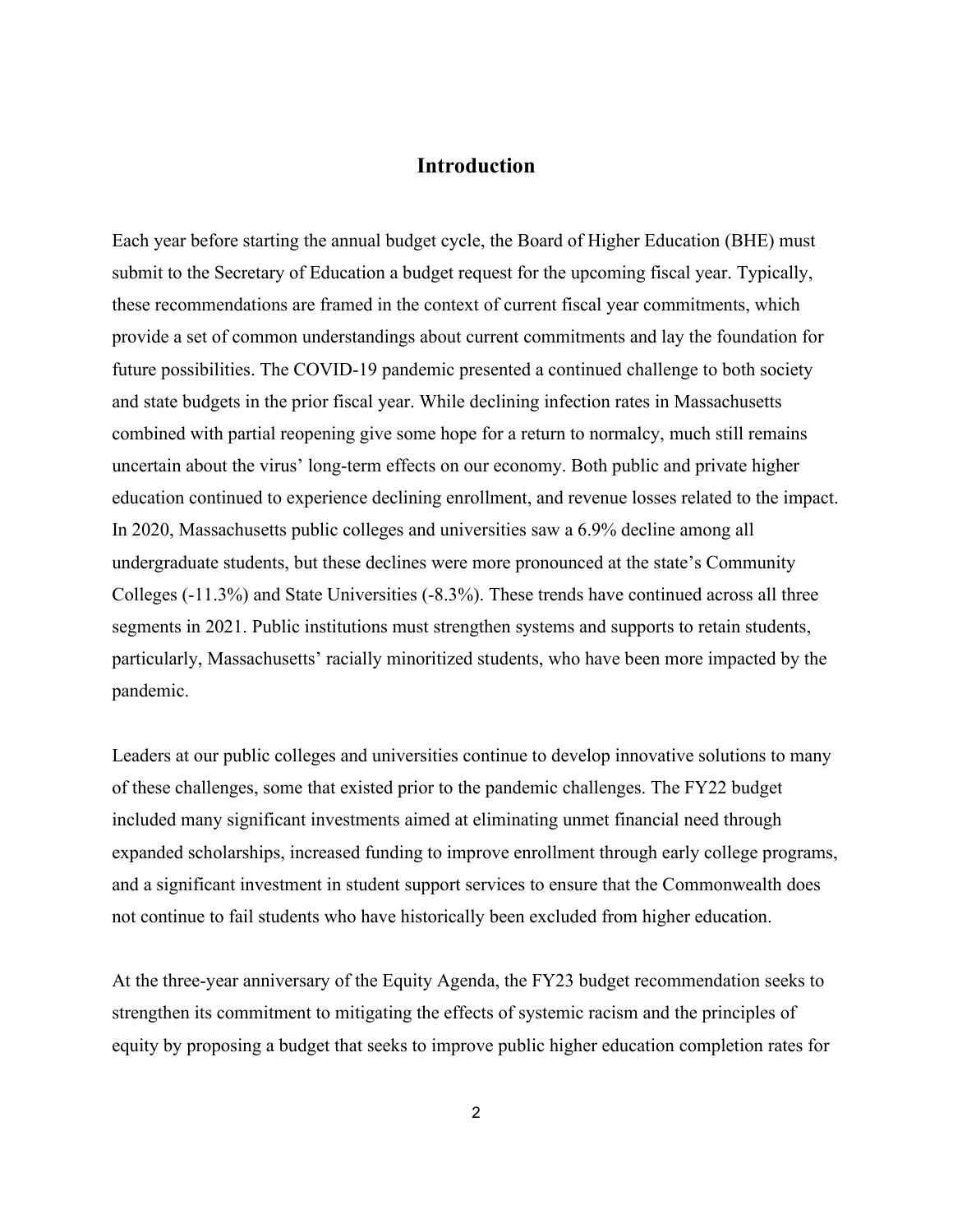# Introduction

Each year before starting the annual budget cycle, the Board of Higher Education (BHE) must submit to the Secretary of Education a budget request for the upcoming fiscal year. Typically, these recommendations are framed in the context of current fiscal year commitments, which provide a set of common understandings about current commitments and lay the foundation for future possibilities. The COVID-19 pandemic presented a continued challenge to both society and state budgets in the prior fiscal year. While declining infection rates in Massachusetts combined with partial reopening give some hope for a return to normalcy, much still remains uncertain about the virus' long-term effects on our economy. Both public and private higher education continued to experience declining enrollment, and revenue losses related to the impact. In 2020, Massachusetts public colleges and universities saw a 6.9% decline among all undergraduate students, but these declines were more pronounced at the state's Community Colleges (-11.3%) and State Universities (-8.3%). These trends have continued across all three segments in 2021. Public institutions must strengthen systems and supports to retain students, particularly, Massachusetts' racially minoritized students, who have been more impacted by the pandemic.

Leaders at our public colleges and universities continue to develop innovative solutions to many of these challenges, some that existed prior to the pandemic challenges. The FY22 budget included many significant investments aimed at eliminating unmet financial need through expanded scholarships, increased funding to improve enrollment through early college programs, and a significant investment in student support services to ensure that the Commonwealth does not continue to fail students who have historically been excluded from higher education.

At the three-year anniversary of the Equity Agenda, the FY23 budget recommendation seeks to strengthen its commitment to mitigating the effects of systemic racism and the principles of equity by proposing a budget that seeks to improve public higher education completion rates for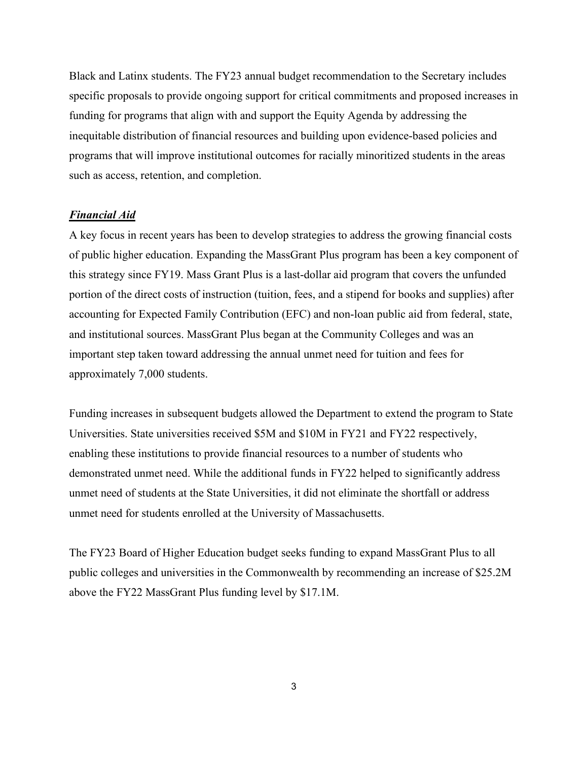Black and Latinx students. The FY23 annual budget recommendation to the Secretary includes specific proposals to provide ongoing support for critical commitments and proposed increases in funding for programs that align with and support the Equity Agenda by addressing the inequitable distribution of financial resources and building upon evidence-based policies and programs that will improve institutional outcomes for racially minoritized students in the areas such as access, retention, and completion.

***Financial Aid***

A key focus in recent years has been to develop strategies to address the growing financial costs of public higher education. Expanding the MassGrant Plus program has been a key component of this strategy since FY19. Mass Grant Plus is a last-dollar aid program that covers the unfunded portion of the direct costs of instruction (tuition, fees, and a stipend for books and supplies) after accounting for Expected Family Contribution (EFC) and non-loan public aid from federal, state, and institutional sources. MassGrant Plus began at the Community Colleges and was an important step taken toward addressing the annual unmet need for tuition and fees for approximately 7,000 students.

Funding increases in subsequent budgets allowed the Department to extend the program to State Universities. State universities received $5M and $10M in FY21 and FY22 respectively, enabling these institutions to provide financial resources to a number of students who demonstrated unmet need. While the additional funds in FY22 helped to significantly address unmet need of students at the State Universities, it did not eliminate the shortfall or address unmet need for students enrolled at the University of Massachusetts.

The FY23 Board of Higher Education budget seeks funding to expand MassGrant Plus to all public colleges and universities in the Commonwealth by recommending an increase of $25.2M above the FY22 MassGrant Plus funding level by $17.1M.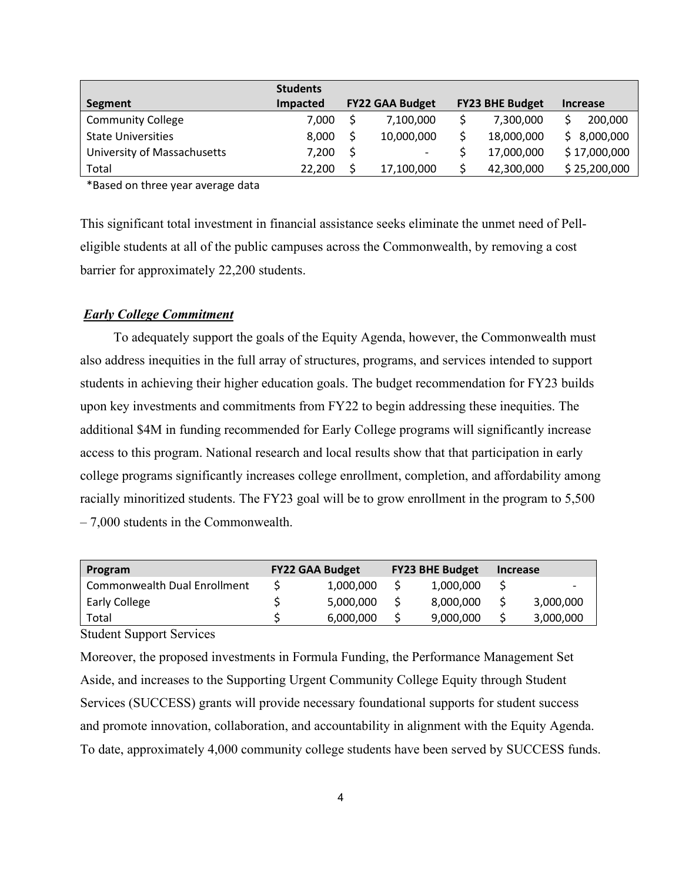| Segment | Students Impacted | FY22 GAA Budget | FY23 BHE Budget | Increase |
|---|---|---|---|---|
| Community College | 7,000 | $ 7,100,000 | $ 7,300,000 | $ 200,000 |
| State Universities | 8,000 | $ 10,000,000 | $ 18,000,000 | $ 8,000,000 |
| University of Massachusetts | 7,200 | $ - | $ 17,000,000 | $ 17,000,000 |
| Total | 22,200 | $ 17,100,000 | $ 42,300,000 | $ 25,200,000 |

*Based on three year average data

This significant total investment in financial assistance seeks eliminate the unmet need of Pell-eligible students at all of the public campuses across the Commonwealth, by removing a cost barrier for approximately 22,200 students.

***Early College Commitment***

To adequately support the goals of the Equity Agenda, however, the Commonwealth must also address inequities in the full array of structures, programs, and services intended to support students in achieving their higher education goals. The budget recommendation for FY23 builds upon key investments and commitments from FY22 to begin addressing these inequities. The additional $4M in funding recommended for Early College programs will significantly increase access to this program. National research and local results show that that participation in early college programs significantly increases college enrollment, completion, and affordability among racially minoritized students. The FY23 goal will be to grow enrollment in the program to 5,500 – 7,000 students in the Commonwealth.

| Program | FY22 GAA Budget | FY23 BHE Budget | Increase |
|---|---|---|---|
| Commonwealth Dual Enrollment | $ 1,000,000 | $ 1,000,000 | $ - |
| Early College | $ 5,000,000 | $ 8,000,000 | $ 3,000,000 |
| Total | $ 6,000,000 | $ 9,000,000 | $ 3,000,000 |

Student Support Services

Moreover, the proposed investments in Formula Funding, the Performance Management Set Aside, and increases to the Supporting Urgent Community College Equity through Student Services (SUCCESS) grants will provide necessary foundational supports for student success and promote innovation, collaboration, and accountability in alignment with the Equity Agenda. To date, approximately 4,000 community college students have been served by SUCCESS funds.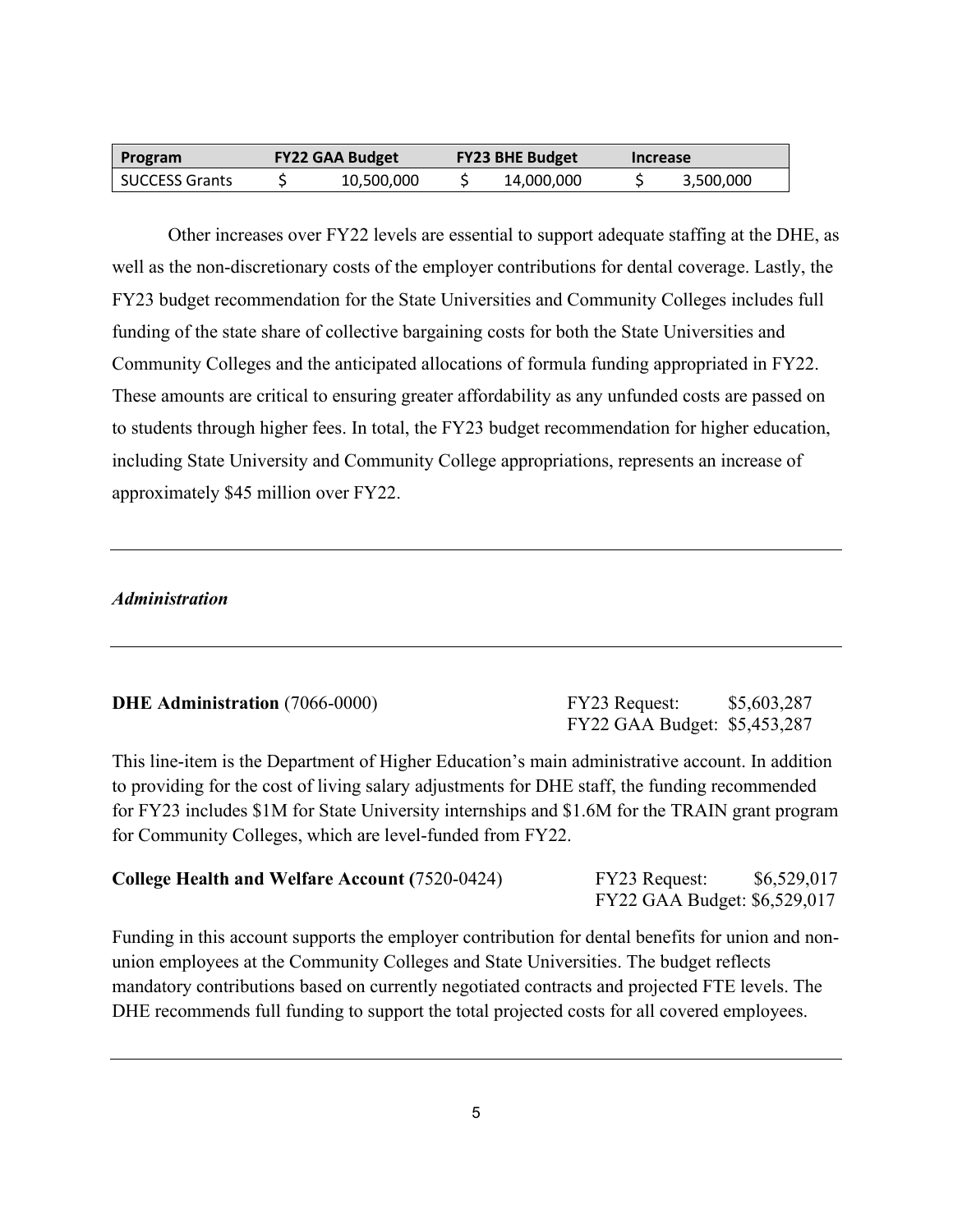| Program | FY22 GAA Budget | FY23 BHE Budget | Increase |
|---|---|---|---|
| SUCCESS Grants | $ 10,500,000 | $ 14,000,000 | $ 3,500,000 |

Other increases over FY22 levels are essential to support adequate staffing at the DHE, as well as the non-discretionary costs of the employer contributions for dental coverage. Lastly, the FY23 budget recommendation for the State Universities and Community Colleges includes full funding of the state share of collective bargaining costs for both the State Universities and Community Colleges and the anticipated allocations of formula funding appropriated in FY22. These amounts are critical to ensuring greater affordability as any unfunded costs are passed on to students through higher fees. In total, the FY23 budget recommendation for higher education, including State University and Community College appropriations, represents an increase of approximately $45 million over FY22.

---

*Administration*

---

**DHE Administration** (7066-0000)

FY23 Request: $5,603,287
FY22 GAA Budget: $5,453,287

This line-item is the Department of Higher Education's main administrative account. In addition to providing for the cost of living salary adjustments for DHE staff, the funding recommended for FY23 includes $1M for State University internships and $1.6M for the TRAIN grant program for Community Colleges, which are level-funded from FY22.

**College Health and Welfare Account (**7520-0424)

FY23 Request: $6,529,017
FY22 GAA Budget: $6,529,017

Funding in this account supports the employer contribution for dental benefits for union and non-union employees at the Community Colleges and State Universities. The budget reflects mandatory contributions based on currently negotiated contracts and projected FTE levels. The DHE recommends full funding to support the total projected costs for all covered employees.

---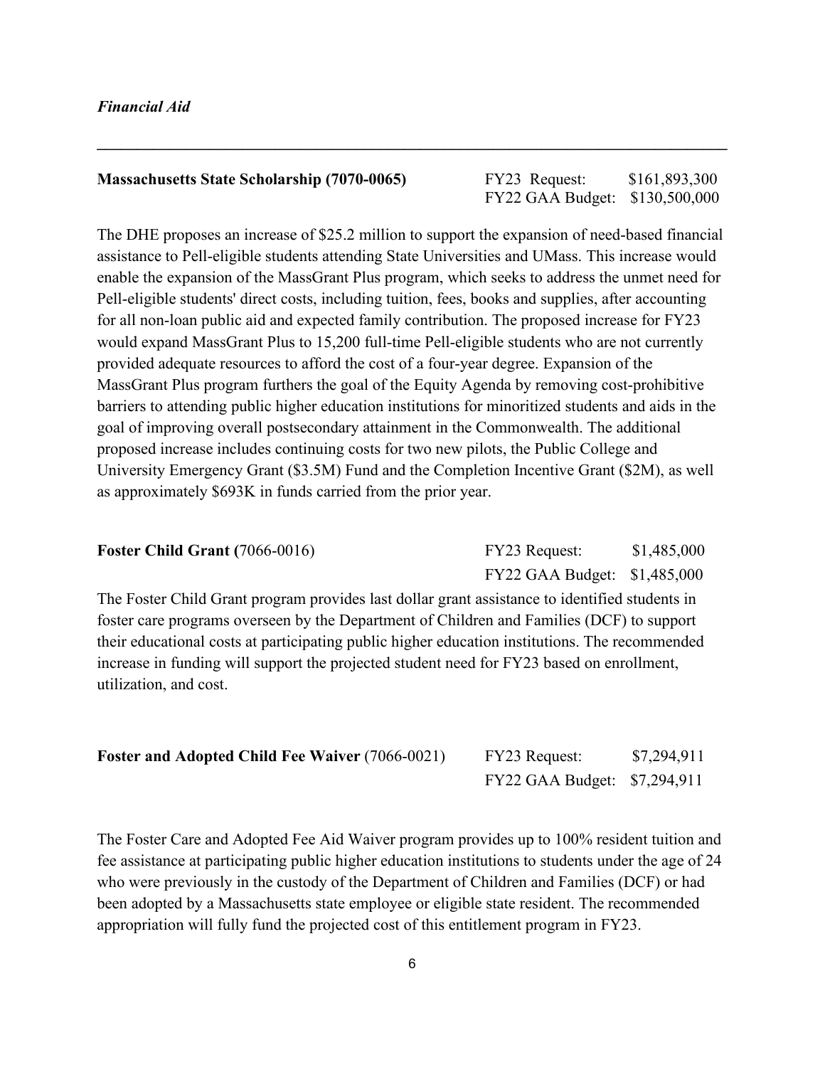*Financial Aid*

---

**Massachusetts State Scholarship (7070-0065)**

FY23 Request: $161,893,300
FY22 GAA Budget: $130,500,000

The DHE proposes an increase of $25.2 million to support the expansion of need-based financial assistance to Pell-eligible students attending State Universities and UMass. This increase would enable the expansion of the MassGrant Plus program, which seeks to address the unmet need for Pell-eligible students' direct costs, including tuition, fees, books and supplies, after accounting for all non-loan public aid and expected family contribution. The proposed increase for FY23 would expand MassGrant Plus to 15,200 full-time Pell-eligible students who are not currently provided adequate resources to afford the cost of a four-year degree. Expansion of the MassGrant Plus program furthers the goal of the Equity Agenda by removing cost-prohibitive barriers to attending public higher education institutions for minoritized students and aids in the goal of improving overall postsecondary attainment in the Commonwealth. The additional proposed increase includes continuing costs for two new pilots, the Public College and University Emergency Grant ($3.5M) Fund and the Completion Incentive Grant ($2M), as well as approximately $693K in funds carried from the prior year.

**Foster Child Grant (**7066-0016)

FY23 Request: $1,485,000
FY22 GAA Budget: $1,485,000

The Foster Child Grant program provides last dollar grant assistance to identified students in foster care programs overseen by the Department of Children and Families (DCF) to support their educational costs at participating public higher education institutions. The recommended increase in funding will support the projected student need for FY23 based on enrollment, utilization, and cost.

**Foster and Adopted Child Fee Waiver** (7066-0021)

FY23 Request: $7,294,911
FY22 GAA Budget: $7,294,911

The Foster Care and Adopted Fee Aid Waiver program provides up to 100% resident tuition and fee assistance at participating public higher education institutions to students under the age of 24 who were previously in the custody of the Department of Children and Families (DCF) or had been adopted by a Massachusetts state employee or eligible state resident. The recommended appropriation will fully fund the projected cost of this entitlement program in FY23.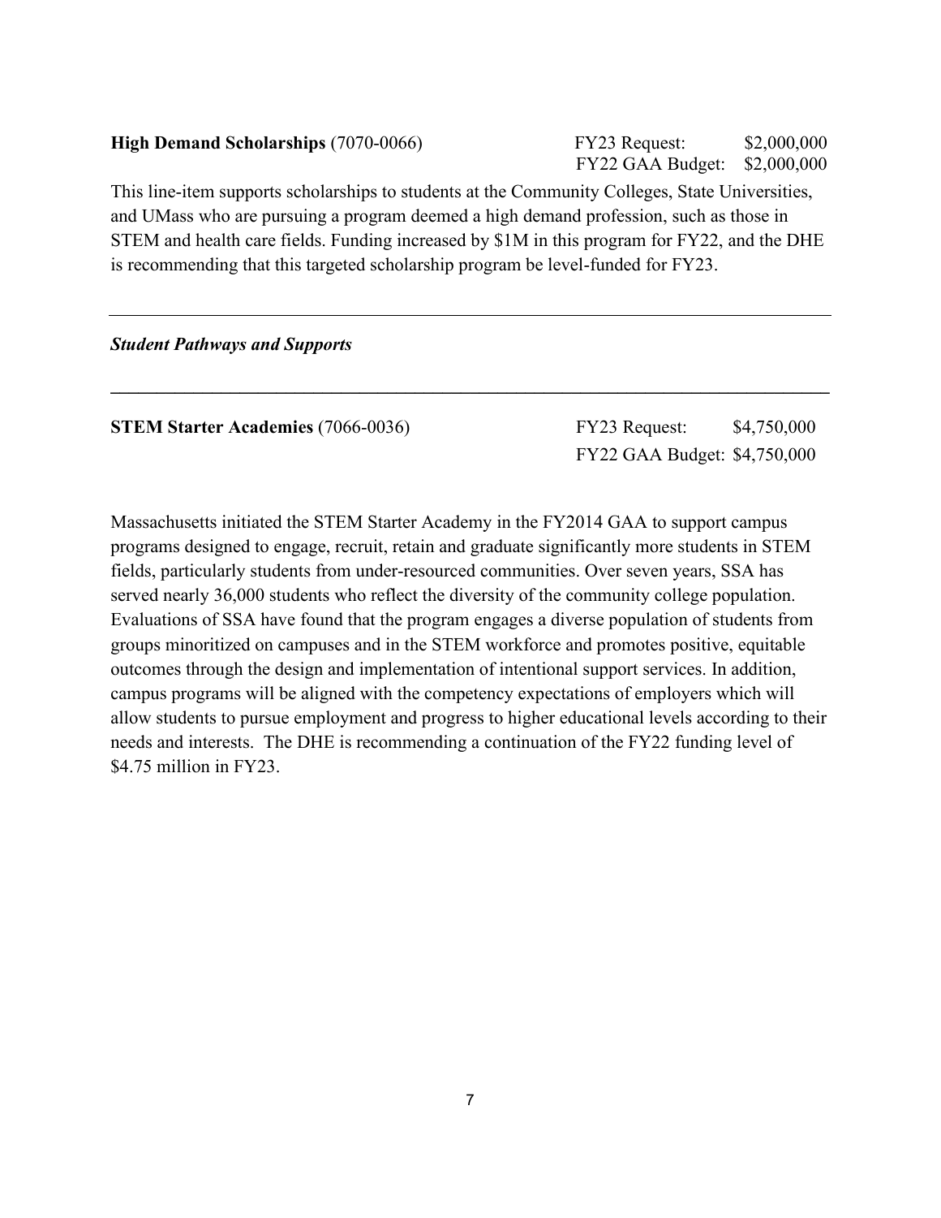**High Demand Scholarships** (7070-0066) FY23 Request: $2,000,000
FY22 GAA Budget: $2,000,000

This line-item supports scholarships to students at the Community Colleges, State Universities, and UMass who are pursuing a program deemed a high demand profession, such as those in STEM and health care fields. Funding increased by $1M in this program for FY22, and the DHE is recommending that this targeted scholarship program be level-funded for FY23.

---

***Student Pathways and Supports***

---

**STEM Starter Academies** (7066-0036) FY23 Request: $4,750,000
FY22 GAA Budget: $4,750,000

Massachusetts initiated the STEM Starter Academy in the FY2014 GAA to support campus programs designed to engage, recruit, retain and graduate significantly more students in STEM fields, particularly students from under-resourced communities. Over seven years, SSA has served nearly 36,000 students who reflect the diversity of the community college population. Evaluations of SSA have found that the program engages a diverse population of students from groups minoritized on campuses and in the STEM workforce and promotes positive, equitable outcomes through the design and implementation of intentional support services. In addition, campus programs will be aligned with the competency expectations of employers which will allow students to pursue employment and progress to higher educational levels according to their needs and interests. The DHE is recommending a continuation of the FY22 funding level of $4.75 million in FY23.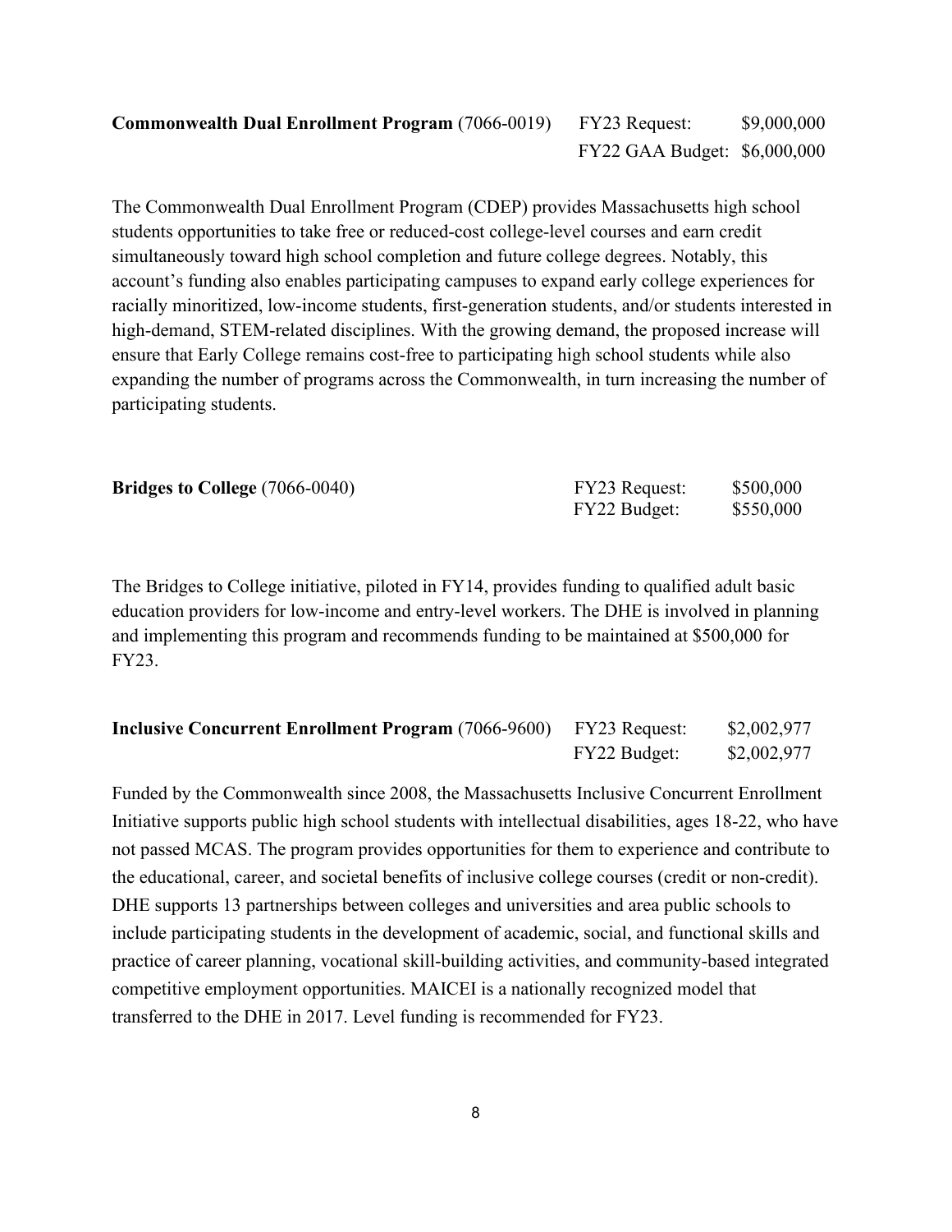**Commonwealth Dual Enrollment Program** (7066-0019) FY23 Request: $9,000,000
FY22 GAA Budget: $6,000,000

The Commonwealth Dual Enrollment Program (CDEP) provides Massachusetts high school students opportunities to take free or reduced-cost college-level courses and earn credit simultaneously toward high school completion and future college degrees. Notably, this account's funding also enables participating campuses to expand early college experiences for racially minoritized, low-income students, first-generation students, and/or students interested in high-demand, STEM-related disciplines. With the growing demand, the proposed increase will ensure that Early College remains cost-free to participating high school students while also expanding the number of programs across the Commonwealth, in turn increasing the number of participating students.

**Bridges to College** (7066-0040) FY23 Request: $500,000
FY22 Budget: $550,000

The Bridges to College initiative, piloted in FY14, provides funding to qualified adult basic education providers for low-income and entry-level workers. The DHE is involved in planning and implementing this program and recommends funding to be maintained at $500,000 for FY23.

**Inclusive Concurrent Enrollment Program** (7066-9600) FY23 Request: $2,002,977
FY22 Budget: $2,002,977

Funded by the Commonwealth since 2008, the Massachusetts Inclusive Concurrent Enrollment Initiative supports public high school students with intellectual disabilities, ages 18-22, who have not passed MCAS. The program provides opportunities for them to experience and contribute to the educational, career, and societal benefits of inclusive college courses (credit or non-credit). DHE supports 13 partnerships between colleges and universities and area public schools to include participating students in the development of academic, social, and functional skills and practice of career planning, vocational skill-building activities, and community-based integrated competitive employment opportunities. MAICEI is a nationally recognized model that transferred to the DHE in 2017. Level funding is recommended for FY23.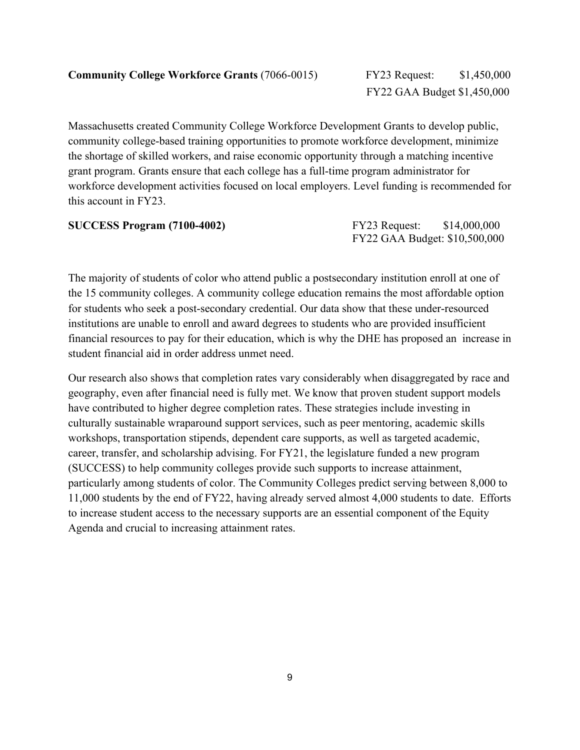**Community College Workforce Grants** (7066-0015) FY23 Request: $1,450,000
FY22 GAA Budget $1,450,000

Massachusetts created Community College Workforce Development Grants to develop public, community college-based training opportunities to promote workforce development, minimize the shortage of skilled workers, and raise economic opportunity through a matching incentive grant program. Grants ensure that each college has a full-time program administrator for workforce development activities focused on local employers. Level funding is recommended for this account in FY23.

**SUCCESS Program (7100-4002)** FY23 Request: $14,000,000
FY22 GAA Budget: $10,500,000

The majority of students of color who attend public a postsecondary institution enroll at one of the 15 community colleges. A community college education remains the most affordable option for students who seek a post-secondary credential. Our data show that these under-resourced institutions are unable to enroll and award degrees to students who are provided insufficient financial resources to pay for their education, which is why the DHE has proposed an increase in student financial aid in order address unmet need.

Our research also shows that completion rates vary considerably when disaggregated by race and geography, even after financial need is fully met. We know that proven student support models have contributed to higher degree completion rates. These strategies include investing in culturally sustainable wraparound support services, such as peer mentoring, academic skills workshops, transportation stipends, dependent care supports, as well as targeted academic, career, transfer, and scholarship advising. For FY21, the legislature funded a new program (SUCCESS) to help community colleges provide such supports to increase attainment, particularly among students of color. The Community Colleges predict serving between 8,000 to 11,000 students by the end of FY22, having already served almost 4,000 students to date. Efforts to increase student access to the necessary supports are an essential component of the Equity Agenda and crucial to increasing attainment rates.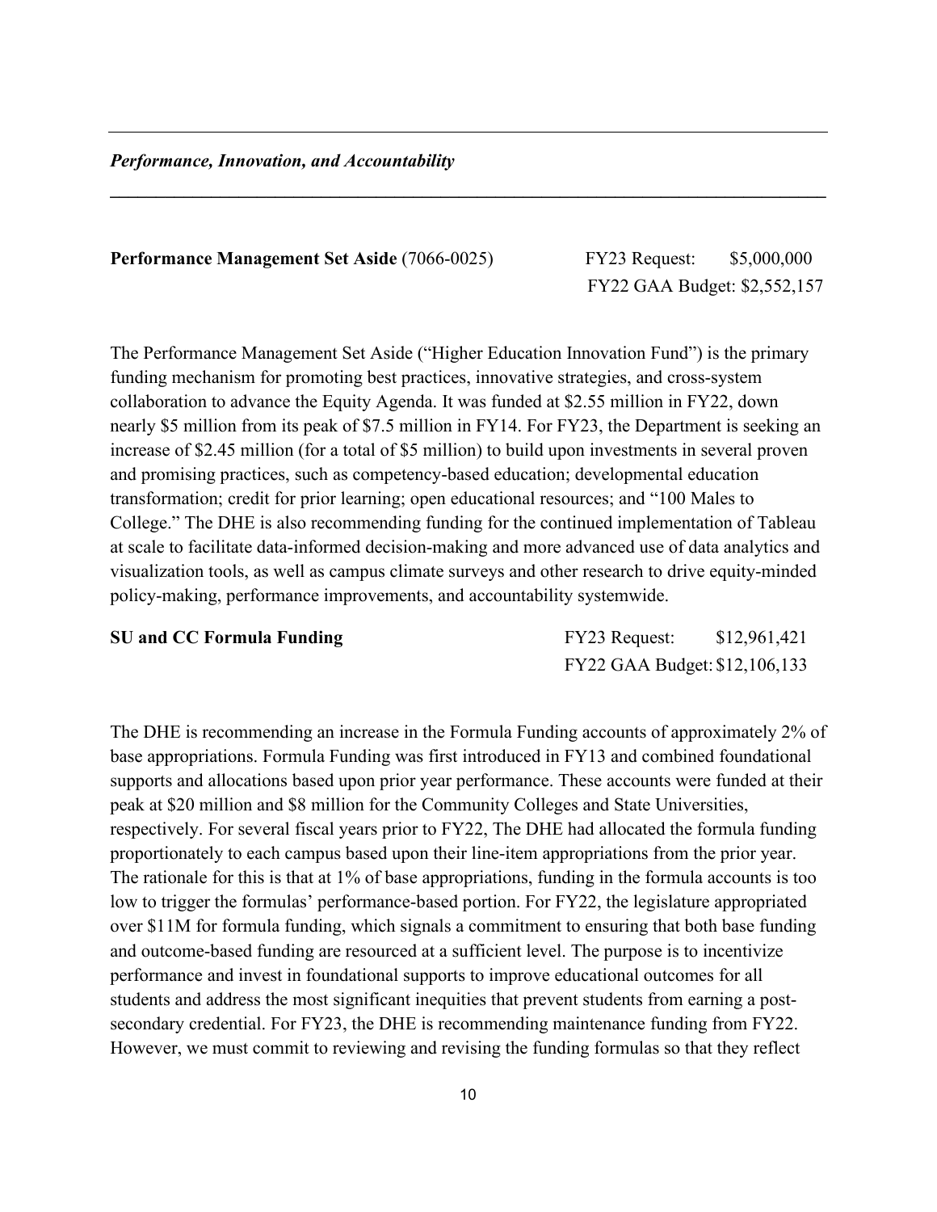---

*Performance, Innovation, and Accountability*

---

**Performance Management Set Aside** (7066-0025) FY23 Request: $5,000,000
FY22 GAA Budget: $2,552,157

The Performance Management Set Aside ("Higher Education Innovation Fund") is the primary funding mechanism for promoting best practices, innovative strategies, and cross-system collaboration to advance the Equity Agenda. It was funded at $2.55 million in FY22, down nearly $5 million from its peak of $7.5 million in FY14. For FY23, the Department is seeking an increase of $2.45 million (for a total of $5 million) to build upon investments in several proven and promising practices, such as competency-based education; developmental education transformation; credit for prior learning; open educational resources; and "100 Males to College." The DHE is also recommending funding for the continued implementation of Tableau at scale to facilitate data-informed decision-making and more advanced use of data analytics and visualization tools, as well as campus climate surveys and other research to drive equity-minded policy-making, performance improvements, and accountability systemwide.

**SU and CC Formula Funding** FY23 Request: $12,961,421
FY22 GAA Budget: $12,106,133

The DHE is recommending an increase in the Formula Funding accounts of approximately 2% of base appropriations. Formula Funding was first introduced in FY13 and combined foundational supports and allocations based upon prior year performance. These accounts were funded at their peak at $20 million and $8 million for the Community Colleges and State Universities, respectively. For several fiscal years prior to FY22, The DHE had allocated the formula funding proportionately to each campus based upon their line-item appropriations from the prior year. The rationale for this is that at 1% of base appropriations, funding in the formula accounts is too low to trigger the formulas' performance-based portion. For FY22, the legislature appropriated over $11M for formula funding, which signals a commitment to ensuring that both base funding and outcome-based funding are resourced at a sufficient level. The purpose is to incentivize performance and invest in foundational supports to improve educational outcomes for all students and address the most significant inequities that prevent students from earning a post-secondary credential. For FY23, the DHE is recommending maintenance funding from FY22. However, we must commit to reviewing and revising the funding formulas so that they reflect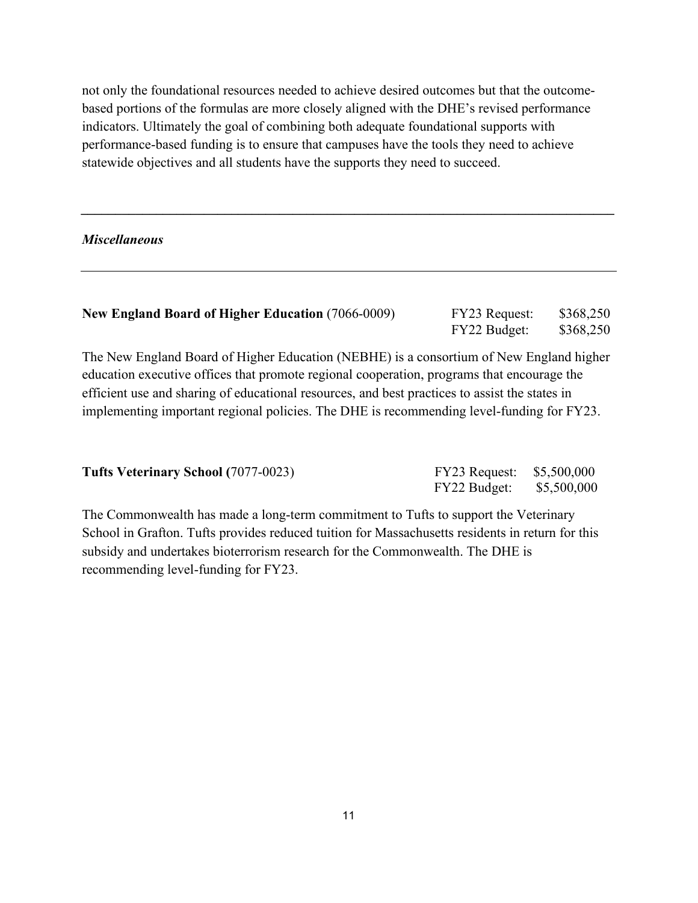not only the foundational resources needed to achieve desired outcomes but that the outcome-based portions of the formulas are more closely aligned with the DHE's revised performance indicators. Ultimately the goal of combining both adequate foundational supports with performance-based funding is to ensure that campuses have the tools they need to achieve statewide objectives and all students have the supports they need to succeed.

---

***Miscellaneous***

---

**New England Board of Higher Education** (7066-0009)

FY23 Request: $368,250
FY22 Budget: $368,250

The New England Board of Higher Education (NEBHE) is a consortium of New England higher education executive offices that promote regional cooperation, programs that encourage the efficient use and sharing of educational resources, and best practices to assist the states in implementing important regional policies. The DHE is recommending level-funding for FY23.

**Tufts Veterinary School (**7077-0023)

FY23 Request: $5,500,000
FY22 Budget: $5,500,000

The Commonwealth has made a long-term commitment to Tufts to support the Veterinary School in Grafton. Tufts provides reduced tuition for Massachusetts residents in return for this subsidy and undertakes bioterrorism research for the Commonwealth. The DHE is recommending level-funding for FY23.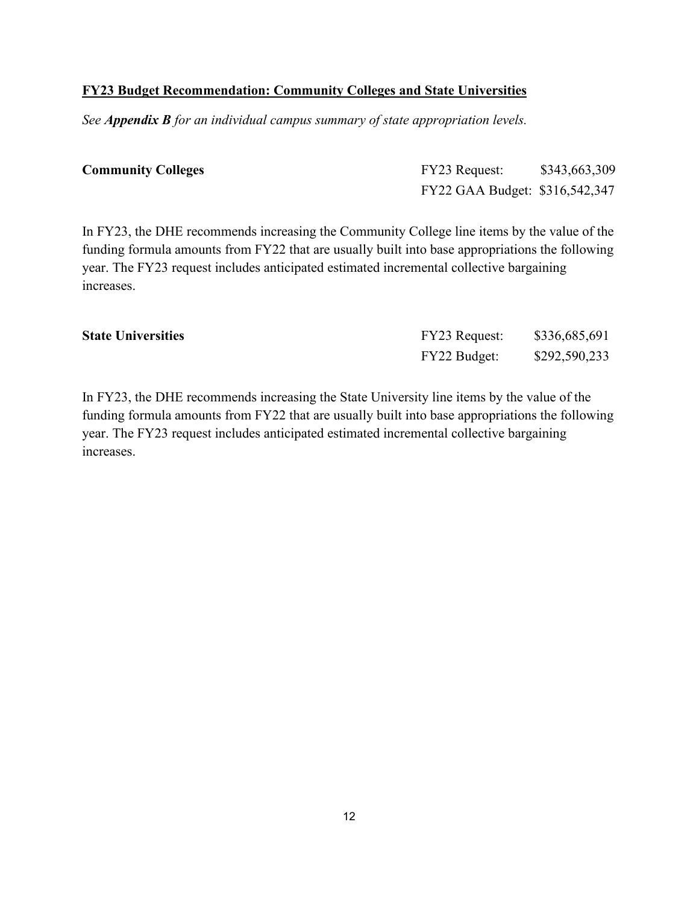**FY23 Budget Recommendation: Community Colleges and State Universities**

*See* ***Appendix B*** *for an individual campus summary of state appropriation levels.*

| | | |
|---|---|---|
| **Community Colleges** | FY23 Request: | $343,663,309 |
| | FY22 GAA Budget: | $316,542,347 |

In FY23, the DHE recommends increasing the Community College line items by the value of the funding formula amounts from FY22 that are usually built into base appropriations the following year. The FY23 request includes anticipated estimated incremental collective bargaining increases.

| | | |
|---|---|---|
| **State Universities** | FY23 Request: | $336,685,691 |
| | FY22 Budget: | $292,590,233 |

In FY23, the DHE recommends increasing the State University line items by the value of the funding formula amounts from FY22 that are usually built into base appropriations the following year. The FY23 request includes anticipated estimated incremental collective bargaining increases.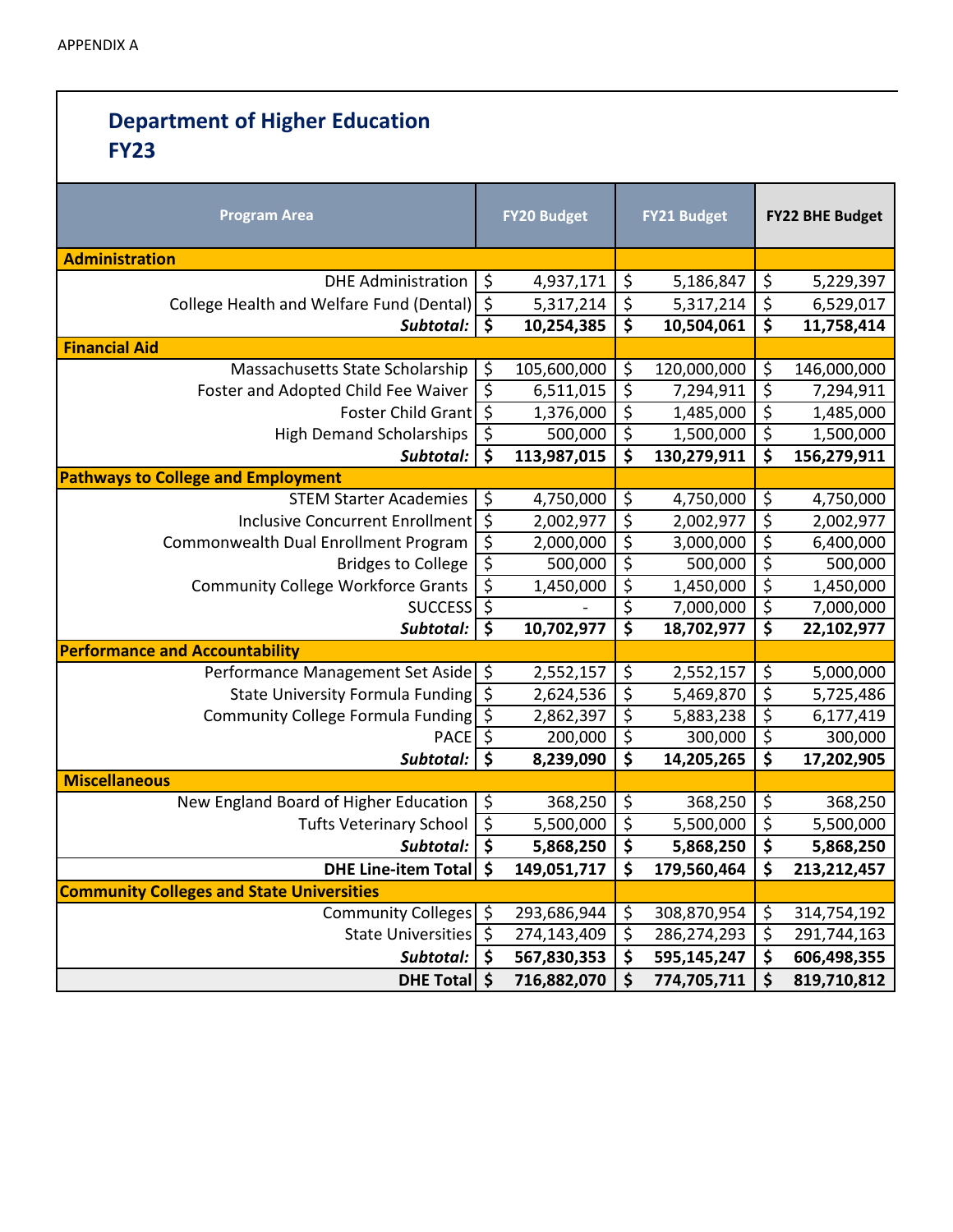APPENDIX A

## Department of Higher Education
## FY23

| Program Area | FY20 Budget | FY21 Budget | FY22 BHE Budget |
|---|---|---|---|
| **Administration** | | | |
| DHE Administration | $ 4,937,171 | $ 5,186,847 | $ 5,229,397 |
| College Health and Welfare Fund (Dental) | $ 5,317,214 | $ 5,317,214 | $ 6,529,017 |
| ***Subtotal:*** | **$ 10,254,385** | **$ 10,504,061** | **$ 11,758,414** |
| **Financial Aid** | | | |
| Massachusetts State Scholarship | $ 105,600,000 | $ 120,000,000 | $ 146,000,000 |
| Foster and Adopted Child Fee Waiver | $ 6,511,015 | $ 7,294,911 | $ 7,294,911 |
| Foster Child Grant | $ 1,376,000 | $ 1,485,000 | $ 1,485,000 |
| High Demand Scholarships | $ 500,000 | $ 1,500,000 | $ 1,500,000 |
| ***Subtotal:*** | **$ 113,987,015** | **$ 130,279,911** | **$ 156,279,911** |
| **Pathways to College and Employment** | | | |
| STEM Starter Academies | $ 4,750,000 | $ 4,750,000 | $ 4,750,000 |
| Inclusive Concurrent Enrollment | $ 2,002,977 | $ 2,002,977 | $ 2,002,977 |
| Commonwealth Dual Enrollment Program | $ 2,000,000 | $ 3,000,000 | $ 6,400,000 |
| Bridges to College | $ 500,000 | $ 500,000 | $ 500,000 |
| Community College Workforce Grants | $ 1,450,000 | $ 1,450,000 | $ 1,450,000 |
| SUCCESS | $ - | $ 7,000,000 | $ 7,000,000 |
| ***Subtotal:*** | **$ 10,702,977** | **$ 18,702,977** | **$ 22,102,977** |
| **Performance and Accountability** | | | |
| Performance Management Set Aside | $ 2,552,157 | $ 2,552,157 | $ 5,000,000 |
| State University Formula Funding | $ 2,624,536 | $ 5,469,870 | $ 5,725,486 |
| Community College Formula Funding | $ 2,862,397 | $ 5,883,238 | $ 6,177,419 |
| PACE | $ 200,000 | $ 300,000 | $ 300,000 |
| ***Subtotal:*** | **$ 8,239,090** | **$ 14,205,265** | **$ 17,202,905** |
| **Miscellaneous** | | | |
| New England Board of Higher Education | $ 368,250 | $ 368,250 | $ 368,250 |
| Tufts Veterinary School | $ 5,500,000 | $ 5,500,000 | $ 5,500,000 |
| ***Subtotal:*** | **$ 5,868,250** | **$ 5,868,250** | **$ 5,868,250** |
| **DHE Line-item Total** | **$ 149,051,717** | **$ 179,560,464** | **$ 213,212,457** |
| **Community Colleges and State Universities** | | | |
| Community Colleges | $ 293,686,944 | $ 308,870,954 | $ 314,754,192 |
| State Universities | $ 274,143,409 | $ 286,274,293 | $ 291,744,163 |
| ***Subtotal:*** | **$ 567,830,353** | **$ 595,145,247** | **$ 606,498,355** |
| **DHE Total** | **$ 716,882,070** | **$ 774,705,711** | **$ 819,710,812** |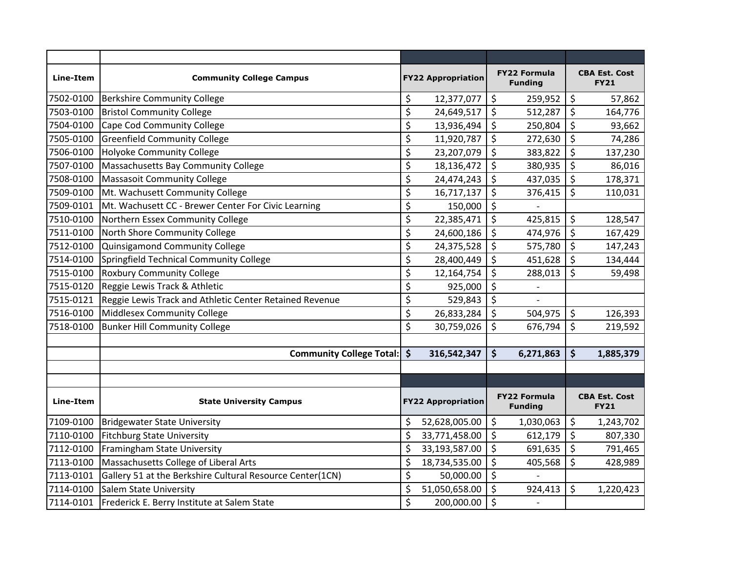| Line-Item | Community College Campus | FY22 Appropriation | FY22 Formula Funding | CBA Est. Cost FY21 |
|---|---|---|---|---|
| 7502-0100 | Berkshire Community College | $ 12,377,077 | $ 259,952 | $ 57,862 |
| 7503-0100 | Bristol Community College | $ 24,649,517 | $ 512,287 | $ 164,776 |
| 7504-0100 | Cape Cod Community College | $ 13,936,494 | $ 250,804 | $ 93,662 |
| 7505-0100 | Greenfield Community College | $ 11,920,787 | $ 272,630 | $ 74,286 |
| 7506-0100 | Holyoke Community College | $ 23,207,079 | $ 383,822 | $ 137,230 |
| 7507-0100 | Massachusetts Bay Community College | $ 18,136,472 | $ 380,935 | $ 86,016 |
| 7508-0100 | Massasoit Community College | $ 24,474,243 | $ 437,035 | $ 178,371 |
| 7509-0100 | Mt. Wachusett Community College | $ 16,717,137 | $ 376,415 | $ 110,031 |
| 7509-0101 | Mt. Wachusett CC - Brewer Center For Civic Learning | $ 150,000 | $ - | |
| 7510-0100 | Northern Essex Community College | $ 22,385,471 | $ 425,815 | $ 128,547 |
| 7511-0100 | North Shore Community College | $ 24,600,186 | $ 474,976 | $ 167,429 |
| 7512-0100 | Quinsigamond Community College | $ 24,375,528 | $ 575,780 | $ 147,243 |
| 7514-0100 | Springfield Technical Community College | $ 28,400,449 | $ 451,628 | $ 134,444 |
| 7515-0100 | Roxbury Community College | $ 12,164,754 | $ 288,013 | $ 59,498 |
| 7515-0120 | Reggie Lewis Track & Athletic | $ 925,000 | $ - | |
| 7515-0121 | Reggie Lewis Track and Athletic Center Retained Revenue | $ 529,843 | $ - | |
| 7516-0100 | Middlesex Community College | $ 26,833,284 | $ 504,975 | $ 126,393 |
| 7518-0100 | Bunker Hill Community College | $ 30,759,026 | $ 676,794 | $ 219,592 |
| | | | | |
| | **Community College Total:** | **$ 316,542,347** | **$ 6,271,863** | **$ 1,885,379** |

| Line-Item | State University Campus | FY22 Appropriation | FY22 Formula Funding | CBA Est. Cost FY21 |
|---|---|---|---|---|
| 7109-0100 | Bridgewater State University | $ 52,628,005.00 | $ 1,030,063 | $ 1,243,702 |
| 7110-0100 | Fitchburg State University | $ 33,771,458.00 | $ 612,179 | $ 807,330 |
| 7112-0100 | Framingham State University | $ 33,193,587.00 | $ 691,635 | $ 791,465 |
| 7113-0100 | Massachusetts College of Liberal Arts | $ 18,734,535.00 | $ 405,568 | $ 428,989 |
| 7113-0101 | Gallery 51 at the Berkshire Cultural Resource Center(1CN) | $ 50,000.00 | $ - | |
| 7114-0100 | Salem State University | $ 51,050,658.00 | $ 924,413 | $ 1,220,423 |
| 7114-0101 | Frederick E. Berry Institute at Salem State | $ 200,000.00 | $ - | |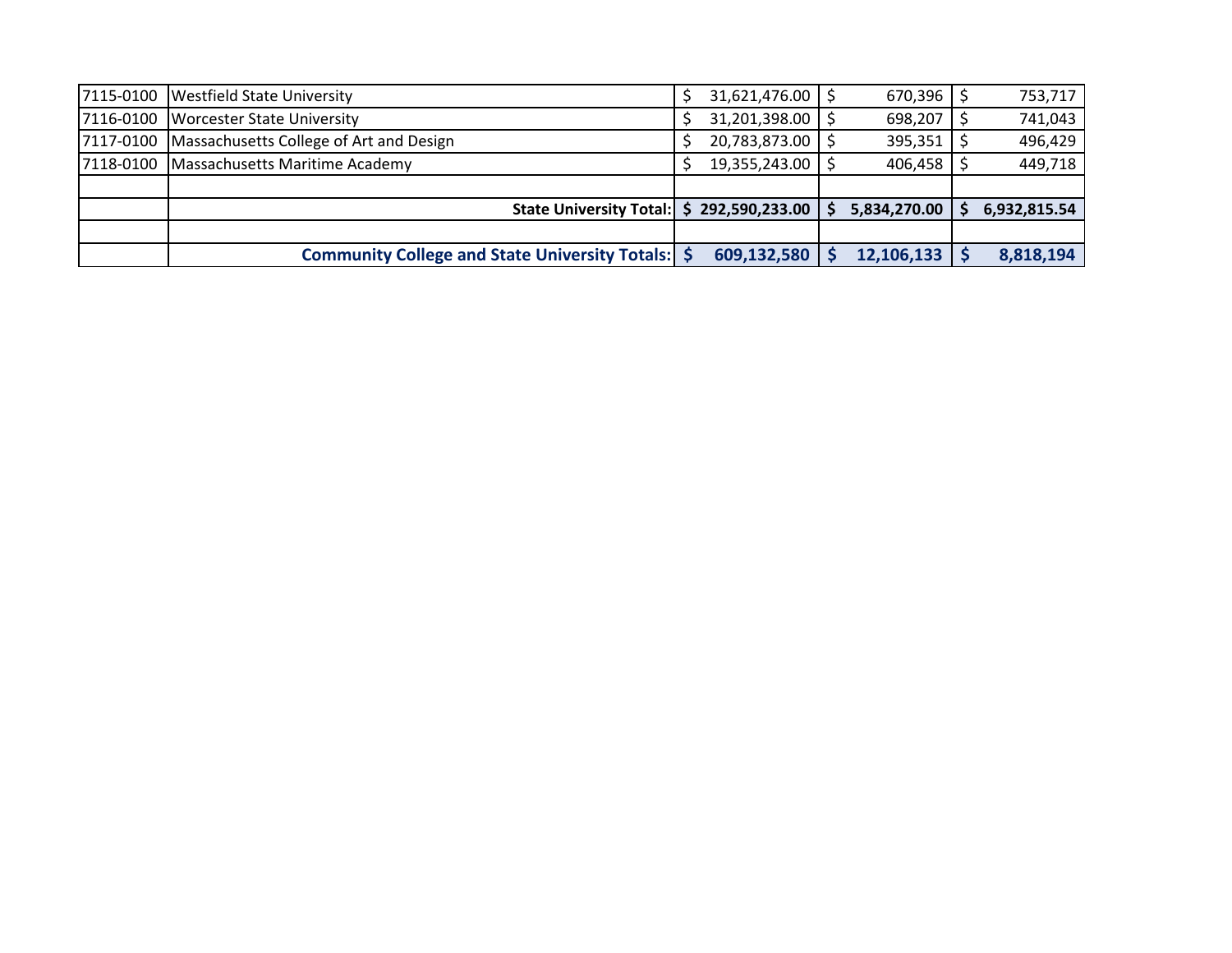| | | | | |
|---|---|---|---|---|
| 7115-0100 | Westfield State University | $ 31,621,476.00 | $ 670,396 | $ 753,717 |
| 7116-0100 | Worcester State University | $ 31,201,398.00 | $ 698,207 | $ 741,043 |
| 7117-0100 | Massachusetts College of Art and Design | $ 20,783,873.00 | $ 395,351 | $ 496,429 |
| 7118-0100 | Massachusetts Maritime Academy | $ 19,355,243.00 | $ 406,458 | $ 449,718 |
| | | | | |
| | **State University Total:** | **$ 292,590,233.00** | **$ 5,834,270.00** | **$ 6,932,815.54** |
| | | | | |
| | **Community College and State University Totals:** | **$ 609,132,580** | **$ 12,106,133** | **$ 8,818,194** |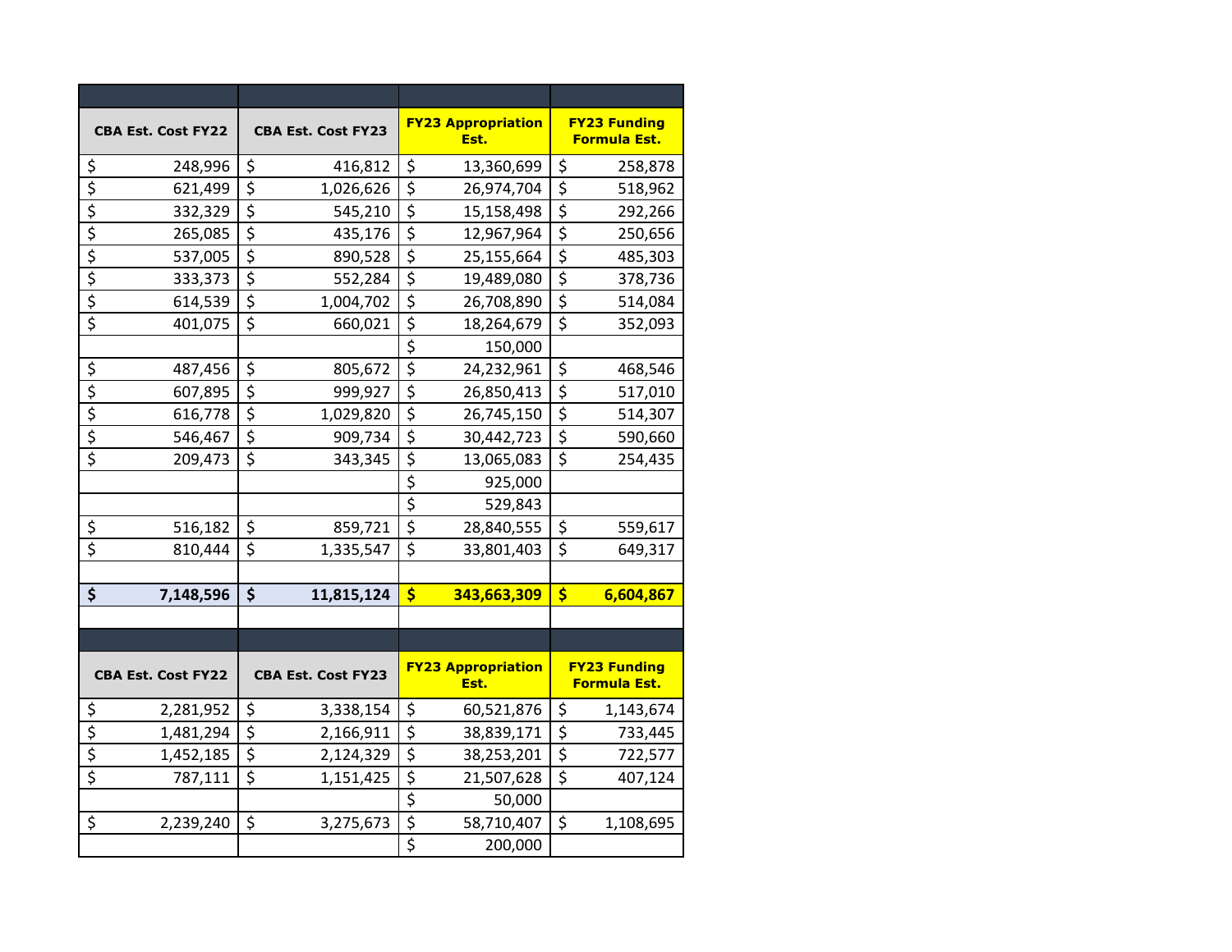| CBA Est. Cost FY22 | CBA Est. Cost FY23 | FY23 Appropriation Est. | FY23 Funding Formula Est. |
|---|---|---|---|
| $ 248,996 | $ 416,812 | $ 13,360,699 | $ 258,878 |
| $ 621,499 | $ 1,026,626 | $ 26,974,704 | $ 518,962 |
| $ 332,329 | $ 545,210 | $ 15,158,498 | $ 292,266 |
| $ 265,085 | $ 435,176 | $ 12,967,964 | $ 250,656 |
| $ 537,005 | $ 890,528 | $ 25,155,664 | $ 485,303 |
| $ 333,373 | $ 552,284 | $ 19,489,080 | $ 378,736 |
| $ 614,539 | $ 1,004,702 | $ 26,708,890 | $ 514,084 |
| $ 401,075 | $ 660,021 | $ 18,264,679 | $ 352,093 |
| | | $ 150,000 | |
| $ 487,456 | $ 805,672 | $ 24,232,961 | $ 468,546 |
| $ 607,895 | $ 999,927 | $ 26,850,413 | $ 517,010 |
| $ 616,778 | $ 1,029,820 | $ 26,745,150 | $ 514,307 |
| $ 546,467 | $ 909,734 | $ 30,442,723 | $ 590,660 |
| $ 209,473 | $ 343,345 | $ 13,065,083 | $ 254,435 |
| | | $ 925,000 | |
| | | $ 529,843 | |
| $ 516,182 | $ 859,721 | $ 28,840,555 | $ 559,617 |
| $ 810,444 | $ 1,335,547 | $ 33,801,403 | $ 649,317 |
| | | | |
| **$ 7,148,596** | **$ 11,815,124** | **$ 343,663,309** | **$ 6,604,867** |

| CBA Est. Cost FY22 | CBA Est. Cost FY23 | FY23 Appropriation Est. | FY23 Funding Formula Est. |
|---|---|---|---|
| $ 2,281,952 | $ 3,338,154 | $ 60,521,876 | $ 1,143,674 |
| $ 1,481,294 | $ 2,166,911 | $ 38,839,171 | $ 733,445 |
| $ 1,452,185 | $ 2,124,329 | $ 38,253,201 | $ 722,577 |
| $ 787,111 | $ 1,151,425 | $ 21,507,628 | $ 407,124 |
| | | $ 50,000 | |
| $ 2,239,240 | $ 3,275,673 | $ 58,710,407 | $ 1,108,695 |
| | | $ 200,000 | |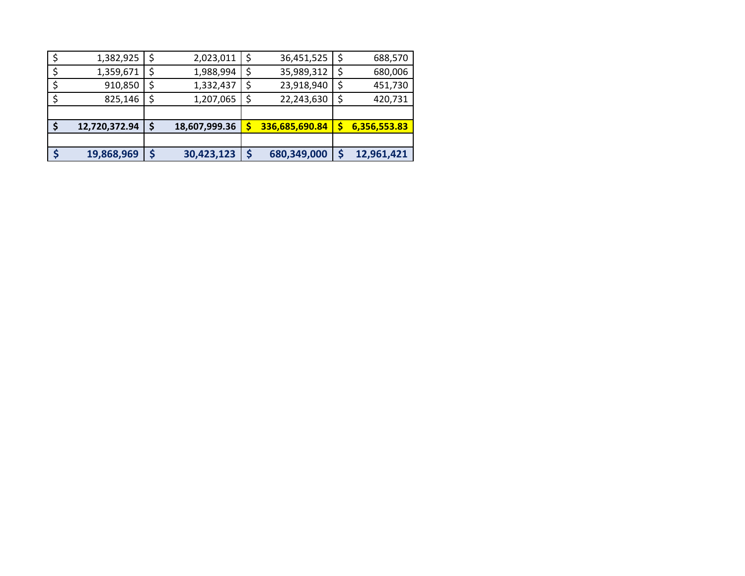| | | | |
|---|---|---|---|
| $ 1,382,925 | $ 2,023,011 | $ 36,451,525 | $ 688,570 |
| $ 1,359,671 | $ 1,988,994 | $ 35,989,312 | $ 680,006 |
| $ 910,850 | $ 1,332,437 | $ 23,918,940 | $ 451,730 |
| $ 825,146 | $ 1,207,065 | $ 22,243,630 | $ 420,731 |
| | | | |
| **$ 12,720,372.94** | **$ 18,607,999.36** | **$ 336,685,690.84** | **$ 6,356,553.83** |
| | | | |
| **$ 19,868,969** | **$ 30,423,123** | **$ 680,349,000** | **$ 12,961,421** |